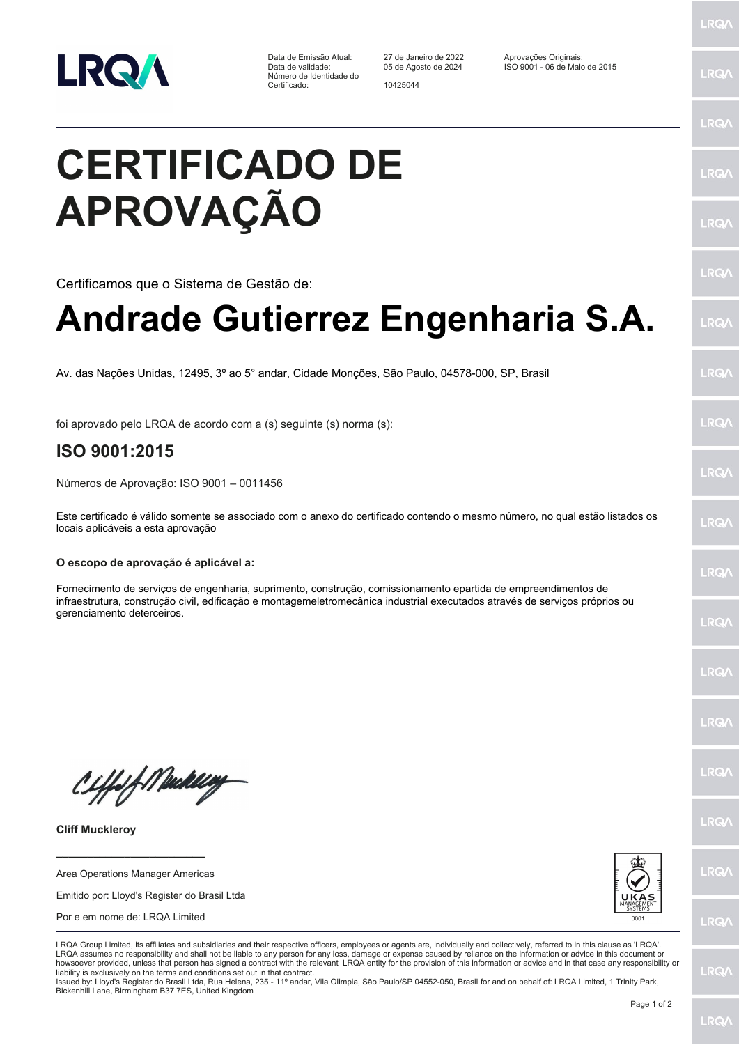| | | |
|---|---|---|
| Data de Emissão Atual: | 27 de Janeiro de 2022 | Aprovações Originais: |
| Data de validade: | 05 de Agosto de 2024 | ISO 9001 - 06 de Maio de 2015 |
| Número de Identidade do Certificado: | 10425044 | |

# CERTIFICADO DE APROVAÇÃO

Certificamos que o Sistema de Gestão de:

## Andrade Gutierrez Engenharia S.A.

Av. das Nações Unidas, 12495, 3º ao 5° andar, Cidade Monções, São Paulo, 04578-000, SP, Brasil

foi aprovado pelo LRQA de acordo com a (s) seguinte (s) norma (s):

### ISO 9001:2015

Números de Aprovação: ISO 9001 – 0011456

Este certificado é válido somente se associado com o anexo do certificado contendo o mesmo número, no qual estão listados os locais aplicáveis a esta aprovação

**O escopo de aprovação é aplicável a:**

Fornecimento de serviços de engenharia, suprimento, construção, comissionamento epartida de empreendimentos de infraestrutura, construção civil, edificação e montagemeletromecânica industrial executados através de serviços próprios ou gerenciamento deterceiros.

**Cliff Muckleroy**

Area Operations Manager Americas

Emitido por: Lloyd's Register do Brasil Ltda

Por e em nome de: LRQA Limited

UKAS MANAGEMENT SYSTEMS 0001

LRQA Group Limited, its affiliates and subsidiaries and their respective officers, employees or agents are, individually and collectively, referred to in this clause as 'LRQA'. LRQA assumes no responsibility and shall not be liable to any person for any loss, damage or expense caused by reliance on the information or advice in this document or howsoever provided, unless that person has signed a contract with the relevant LRQA entity for the provision of this information or advice and in that case any responsibility or liability is exclusively on the terms and conditions set out in that contract.
Issued by: Lloyd's Register do Brasil Ltda, Rua Helena, 235 - 11º andar, Vila Olimpia, São Paulo/SP 04552-050, Brasil for and on behalf of: LRQA Limited, 1 Trinity Park, Bickenhill Lane, Birmingham B37 7ES, United Kingdom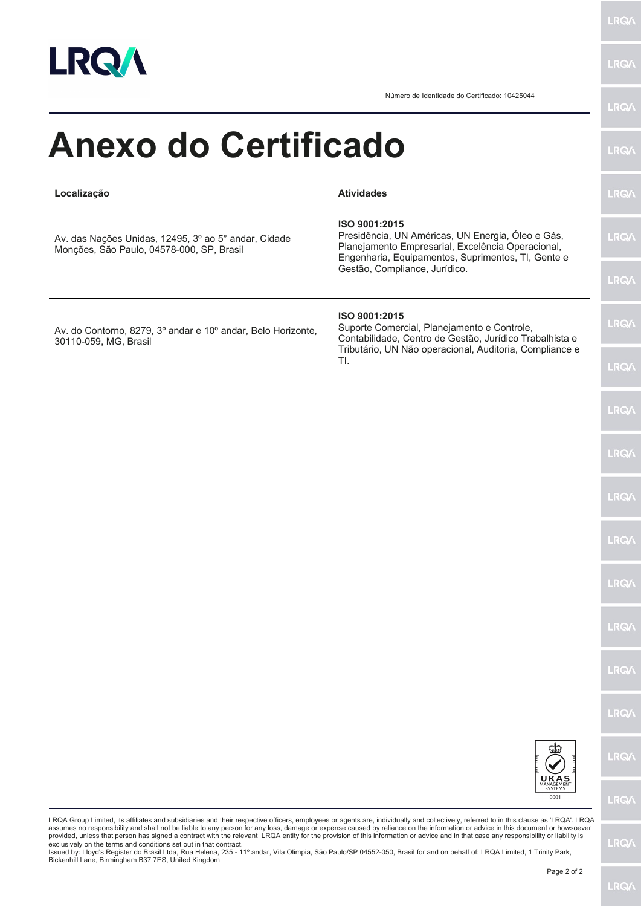Número de Identidade do Certificado: 10425044

# Anexo do Certificado

| Localização | Atividades |
| --- | --- |
| Av. das Nações Unidas, 12495, 3º ao 5° andar, Cidade Monções, São Paulo, 04578-000, SP, Brasil | **ISO 9001:2015** Presidência, UN Américas, UN Energia, Óleo e Gás, Planejamento Empresarial, Excelência Operacional, Engenharia, Equipamentos, Suprimentos, TI, Gente e Gestão, Compliance, Jurídico. |
| Av. do Contorno, 8279, 3º andar e 10º andar, Belo Horizonte, 30110-059, MG, Brasil | **ISO 9001:2015** Suporte Comercial, Planejamento e Controle, Contabilidade, Centro de Gestão, Jurídico Trabalhista e Tributário, UN Não operacional, Auditoria, Compliance e TI. |

UKAS MANAGEMENT SYSTEMS 0001

LRQA Group Limited, its affiliates and subsidiaries and their respective officers, employees or agents are, individually and collectively, referred to in this clause as 'LRQA'. LRQA assumes no responsibility and shall not be liable to any person for any loss, damage or expense caused by reliance on the information or advice in this document or howsoever provided, unless that person has signed a contract with the relevant LRQA entity for the provision of this information or advice and in that case any responsibility or liability is exclusively on the terms and conditions set out in that contract.
Issued by: Lloyd's Register do Brasil Ltda, Rua Helena, 235 - 11º andar, Vila Olimpia, São Paulo/SP 04552-050, Brasil for and on behalf of: LRQA Limited, 1 Trinity Park, Bickenhill Lane, Birmingham B37 7ES, United Kingdom